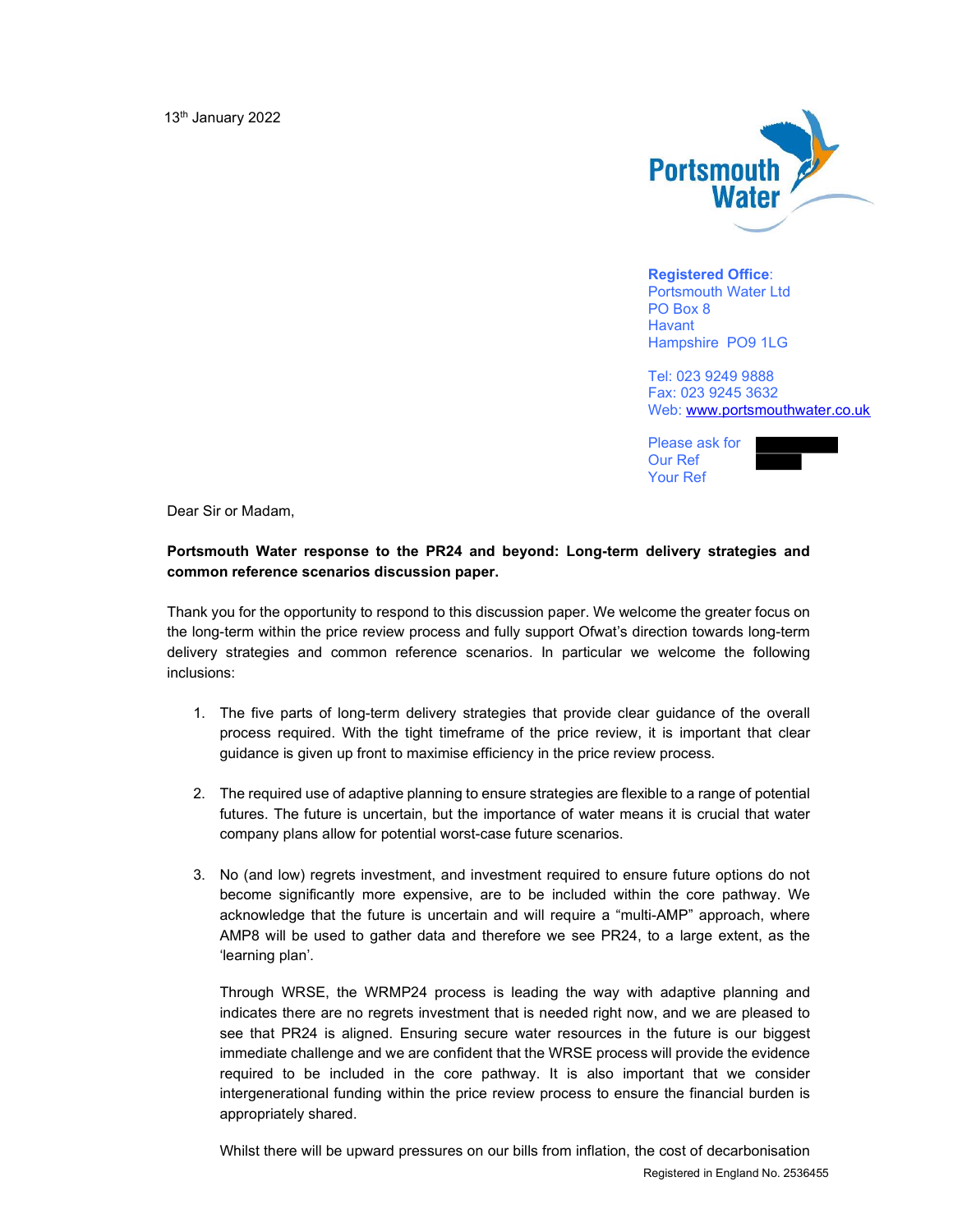13th January 2022

Portsmouth Water

**Registered Office**:
Portsmouth Water Ltd
PO Box 8
Havant
Hampshire PO9 1LG

Tel: 023 9249 9888
Fax: 023 9245 3632
Web: www.portsmouthwater.co.uk

Please ask for
Our Ref
Your Ref

Dear Sir or Madam,

**Portsmouth Water response to the PR24 and beyond: Long-term delivery strategies and common reference scenarios discussion paper.**

Thank you for the opportunity to respond to this discussion paper. We welcome the greater focus on the long-term within the price review process and fully support Ofwat's direction towards long-term delivery strategies and common reference scenarios. In particular we welcome the following inclusions:

1. The five parts of long-term delivery strategies that provide clear guidance of the overall process required. With the tight timeframe of the price review, it is important that clear guidance is given up front to maximise efficiency in the price review process.

2. The required use of adaptive planning to ensure strategies are flexible to a range of potential futures. The future is uncertain, but the importance of water means it is crucial that water company plans allow for potential worst-case future scenarios.

3. No (and low) regrets investment, and investment required to ensure future options do not become significantly more expensive, are to be included within the core pathway. We acknowledge that the future is uncertain and will require a "multi-AMP" approach, where AMP8 will be used to gather data and therefore we see PR24, to a large extent, as the 'learning plan'.

   Through WRSE, the WRMP24 process is leading the way with adaptive planning and indicates there are no regrets investment that is needed right now, and we are pleased to see that PR24 is aligned. Ensuring secure water resources in the future is our biggest immediate challenge and we are confident that the WRSE process will provide the evidence required to be included in the core pathway. It is also important that we consider intergenerational funding within the price review process to ensure the financial burden is appropriately shared.

   Whilst there will be upward pressures on our bills from inflation, the cost of decarbonisation

Registered in England No. 2536455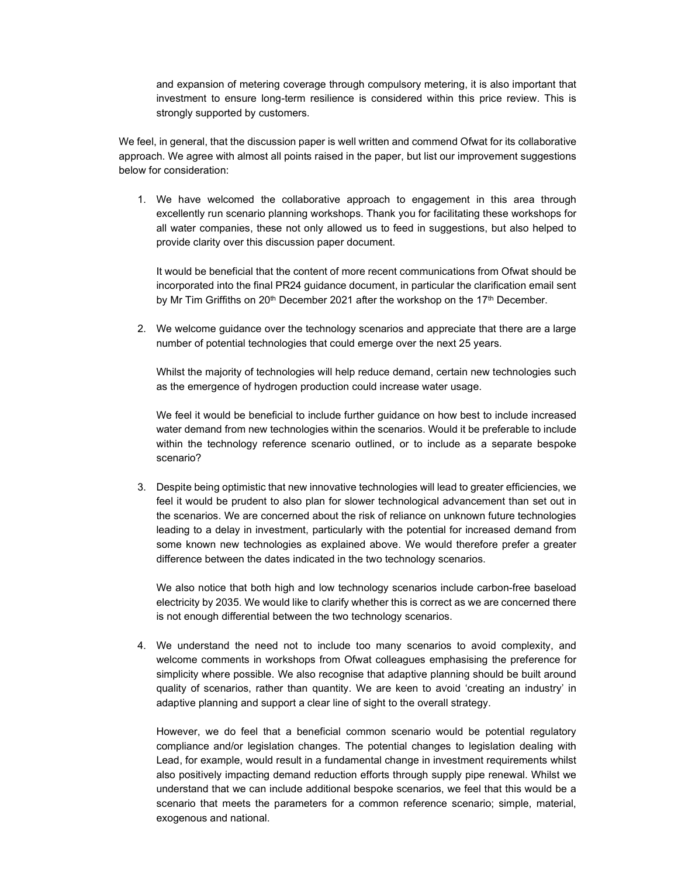and expansion of metering coverage through compulsory metering, it is also important that investment to ensure long-term resilience is considered within this price review. This is strongly supported by customers.

We feel, in general, that the discussion paper is well written and commend Ofwat for its collaborative approach. We agree with almost all points raised in the paper, but list our improvement suggestions below for consideration:

1. We have welcomed the collaborative approach to engagement in this area through excellently run scenario planning workshops. Thank you for facilitating these workshops for all water companies, these not only allowed us to feed in suggestions, but also helped to provide clarity over this discussion paper document.

   It would be beneficial that the content of more recent communications from Ofwat should be incorporated into the final PR24 guidance document, in particular the clarification email sent by Mr Tim Griffiths on 20th December 2021 after the workshop on the 17th December.

2. We welcome guidance over the technology scenarios and appreciate that there are a large number of potential technologies that could emerge over the next 25 years.

   Whilst the majority of technologies will help reduce demand, certain new technologies such as the emergence of hydrogen production could increase water usage.

   We feel it would be beneficial to include further guidance on how best to include increased water demand from new technologies within the scenarios. Would it be preferable to include within the technology reference scenario outlined, or to include as a separate bespoke scenario?

3. Despite being optimistic that new innovative technologies will lead to greater efficiencies, we feel it would be prudent to also plan for slower technological advancement than set out in the scenarios. We are concerned about the risk of reliance on unknown future technologies leading to a delay in investment, particularly with the potential for increased demand from some known new technologies as explained above. We would therefore prefer a greater difference between the dates indicated in the two technology scenarios.

   We also notice that both high and low technology scenarios include carbon-free baseload electricity by 2035. We would like to clarify whether this is correct as we are concerned there is not enough differential between the two technology scenarios.

4. We understand the need not to include too many scenarios to avoid complexity, and welcome comments in workshops from Ofwat colleagues emphasising the preference for simplicity where possible. We also recognise that adaptive planning should be built around quality of scenarios, rather than quantity. We are keen to avoid 'creating an industry' in adaptive planning and support a clear line of sight to the overall strategy.

   However, we do feel that a beneficial common scenario would be potential regulatory compliance and/or legislation changes. The potential changes to legislation dealing with Lead, for example, would result in a fundamental change in investment requirements whilst also positively impacting demand reduction efforts through supply pipe renewal. Whilst we understand that we can include additional bespoke scenarios, we feel that this would be a scenario that meets the parameters for a common reference scenario; simple, material, exogenous and national.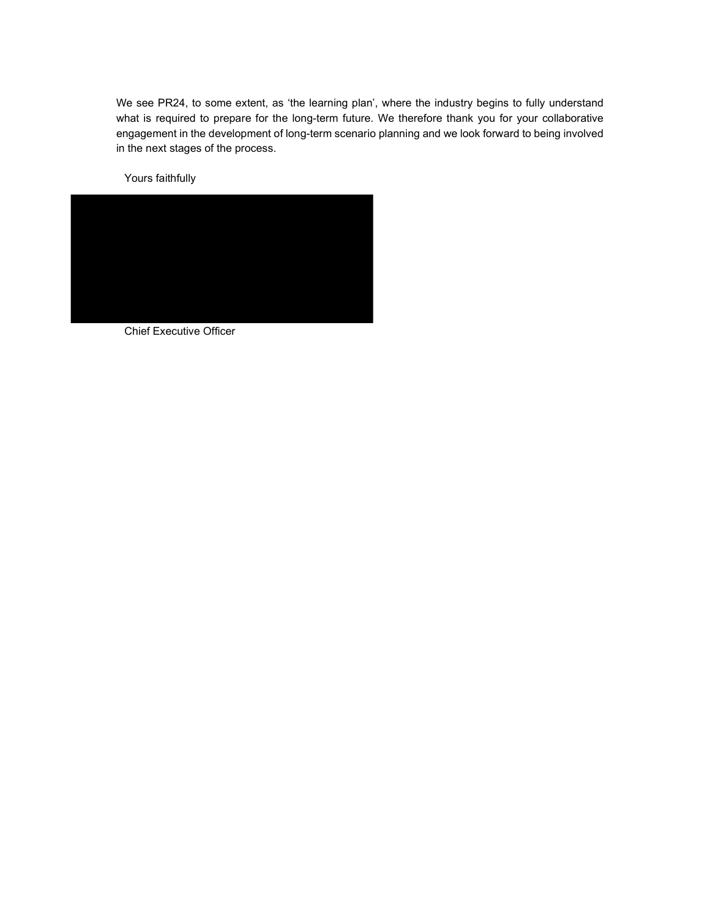We see PR24, to some extent, as 'the learning plan', where the industry begins to fully understand what is required to prepare for the long-term future. We therefore thank you for your collaborative engagement in the development of long-term scenario planning and we look forward to being involved in the next stages of the process.

Yours faithfully

Chief Executive Officer